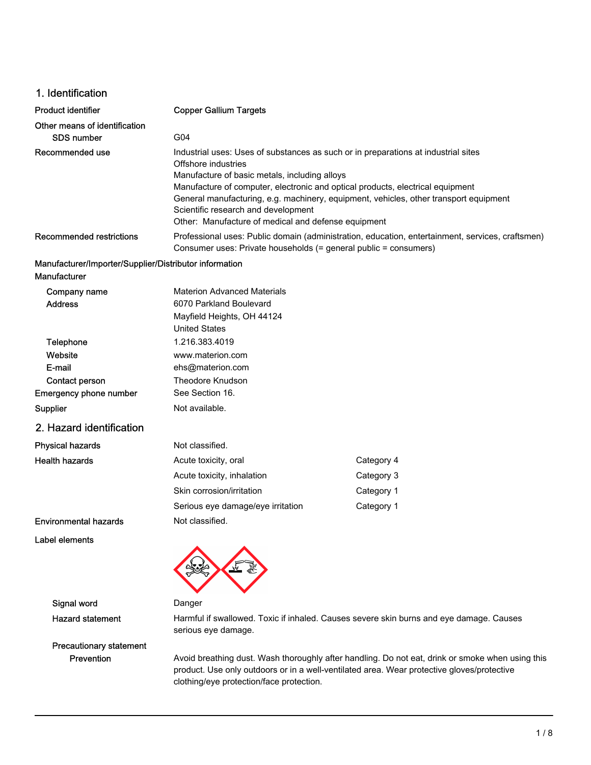## 1. Identification

**Product identifier** Copper Gallium Targets

**Other means of identification**

**SDS number** G04

**Recommended use**
Industrial uses: Uses of substances as such or in preparations at industrial sites
Offshore industries
Manufacture of basic metals, including alloys
Manufacture of computer, electronic and optical products, electrical equipment
General manufacturing, e.g. machinery, equipment, vehicles, other transport equipment
Scientific research and development
Other: Manufacture of medical and defense equipment

**Recommended restrictions**
Professional uses: Public domain (administration, education, entertainment, services, craftsmen)
Consumer uses: Private households (= general public = consumers)

**Manufacturer/Importer/Supplier/Distributor information**

**Manufacturer**

| | |
|---|---|
| Company name | Materion Advanced Materials |
| Address | 6070 Parkland Boulevard<br>Mayfield Heights, OH 44124<br>United States |
| Telephone | 1.216.383.4019 |
| Website | www.materion.com |
| E-mail | ehs@materion.com |
| Contact person | Theodore Knudson |
| Emergency phone number | See Section 16. |
| Supplier | Not available. |

## 2. Hazard identification

| | | |
|---|---|---|
| Physical hazards | Not classified. | |
| Health hazards | Acute toxicity, oral | Category 4 |
| | Acute toxicity, inhalation | Category 3 |
| | Skin corrosion/irritation | Category 1 |
| | Serious eye damage/eye irritation | Category 1 |
| Environmental hazards | Not classified. | |

**Label elements**

**Signal word** Danger

**Hazard statement** Harmful if swallowed. Toxic if inhaled. Causes severe skin burns and eye damage. Causes serious eye damage.

**Precautionary statement**

**Prevention** Avoid breathing dust. Wash thoroughly after handling. Do not eat, drink or smoke when using this product. Use only outdoors or in a well-ventilated area. Wear protective gloves/protective clothing/eye protection/face protection.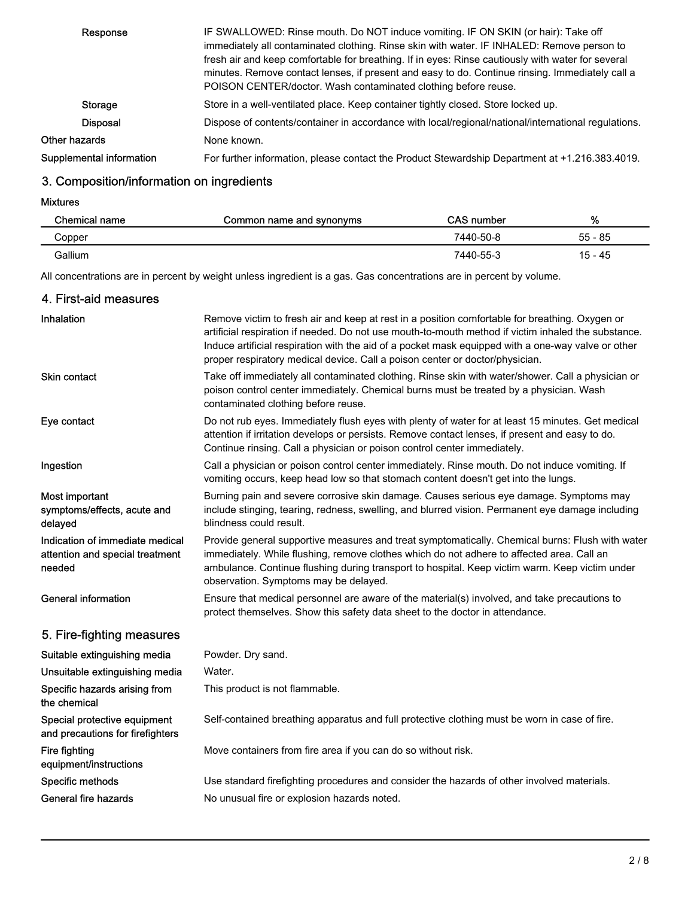| | |
|---|---|
| Response | IF SWALLOWED: Rinse mouth. Do NOT induce vomiting. IF ON SKIN (or hair): Take off immediately all contaminated clothing. Rinse skin with water. IF INHALED: Remove person to fresh air and keep comfortable for breathing. If in eyes: Rinse cautiously with water for several minutes. Remove contact lenses, if present and easy to do. Continue rinsing. Immediately call a POISON CENTER/doctor. Wash contaminated clothing before reuse. |
| Storage | Store in a well-ventilated place. Keep container tightly closed. Store locked up. |
| Disposal | Dispose of contents/container in accordance with local/regional/national/international regulations. |
| Other hazards | None known. |
| Supplemental information | For further information, please contact the Product Stewardship Department at +1.216.383.4019. |

## 3. Composition/information on ingredients

**Mixtures**

| Chemical name | Common name and synonyms | CAS number | % |
|---|---|---|---|
| Copper | | 7440-50-8 | 55 - 85 |
| Gallium | | 7440-55-3 | 15 - 45 |

All concentrations are in percent by weight unless ingredient is a gas. Gas concentrations are in percent by volume.

## 4. First-aid measures

| | |
|---|---|
| Inhalation | Remove victim to fresh air and keep at rest in a position comfortable for breathing. Oxygen or artificial respiration if needed. Do not use mouth-to-mouth method if victim inhaled the substance. Induce artificial respiration with the aid of a pocket mask equipped with a one-way valve or other proper respiratory medical device. Call a poison center or doctor/physician. |
| Skin contact | Take off immediately all contaminated clothing. Rinse skin with water/shower. Call a physician or poison control center immediately. Chemical burns must be treated by a physician. Wash contaminated clothing before reuse. |
| Eye contact | Do not rub eyes. Immediately flush eyes with plenty of water for at least 15 minutes. Get medical attention if irritation develops or persists. Remove contact lenses, if present and easy to do. Continue rinsing. Call a physician or poison control center immediately. |
| Ingestion | Call a physician or poison control center immediately. Rinse mouth. Do not induce vomiting. If vomiting occurs, keep head low so that stomach content doesn't get into the lungs. |
| Most important symptoms/effects, acute and delayed | Burning pain and severe corrosive skin damage. Causes serious eye damage. Symptoms may include stinging, tearing, redness, swelling, and blurred vision. Permanent eye damage including blindness could result. |
| Indication of immediate medical attention and special treatment needed | Provide general supportive measures and treat symptomatically. Chemical burns: Flush with water immediately. While flushing, remove clothes which do not adhere to affected area. Call an ambulance. Continue flushing during transport to hospital. Keep victim warm. Keep victim under observation. Symptoms may be delayed. |
| General information | Ensure that medical personnel are aware of the material(s) involved, and take precautions to protect themselves. Show this safety data sheet to the doctor in attendance. |

## 5. Fire-fighting measures

| | |
|---|---|
| Suitable extinguishing media | Powder. Dry sand. |
| Unsuitable extinguishing media | Water. |
| Specific hazards arising from the chemical | This product is not flammable. |
| Special protective equipment and precautions for firefighters | Self-contained breathing apparatus and full protective clothing must be worn in case of fire. |
| Fire fighting equipment/instructions | Move containers from fire area if you can do so without risk. |
| Specific methods | Use standard firefighting procedures and consider the hazards of other involved materials. |
| General fire hazards | No unusual fire or explosion hazards noted. |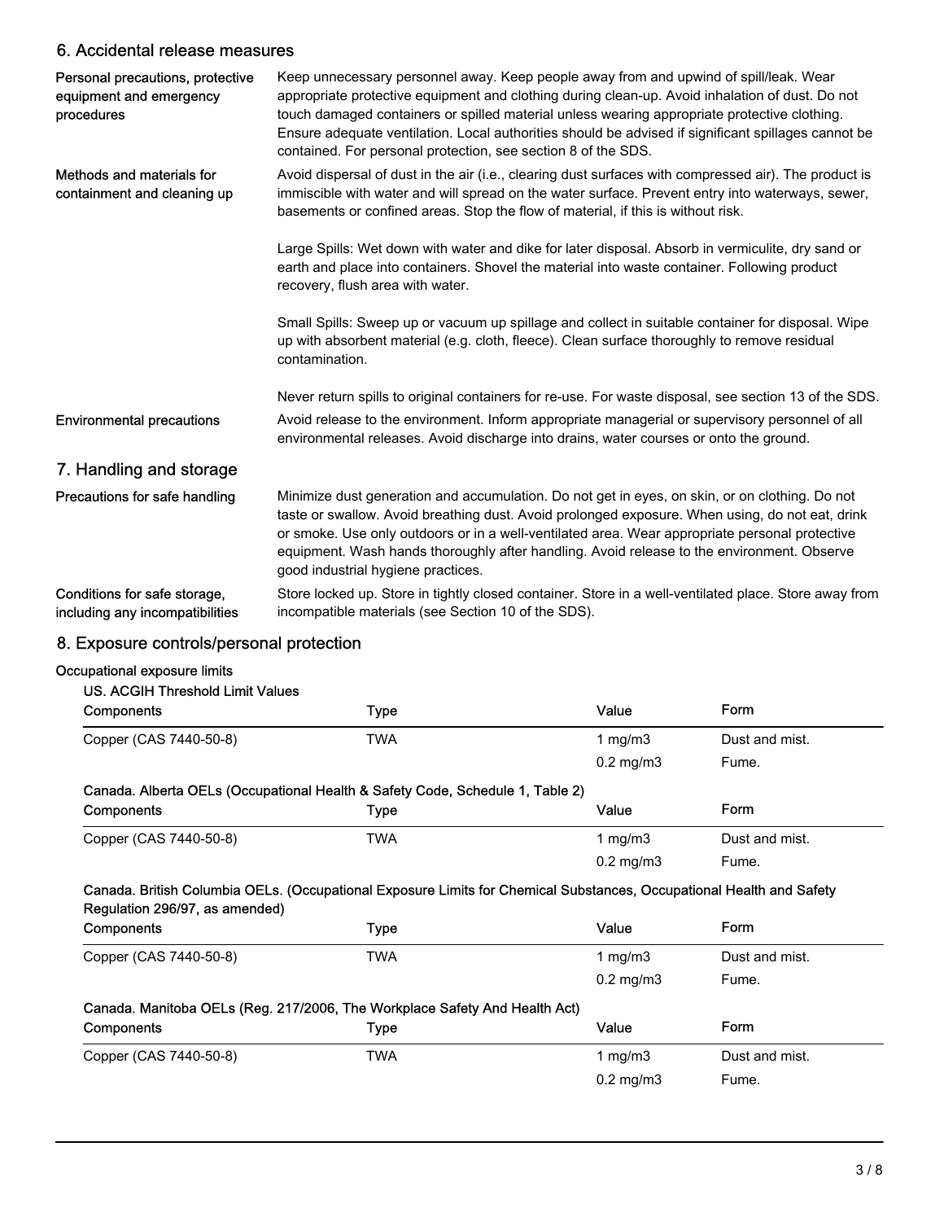## 6. Accidental release measures

**Personal precautions, protective equipment and emergency procedures**

Keep unnecessary personnel away. Keep people away from and upwind of spill/leak. Wear appropriate protective equipment and clothing during clean-up. Avoid inhalation of dust. Do not touch damaged containers or spilled material unless wearing appropriate protective clothing. Ensure adequate ventilation. Local authorities should be advised if significant spillages cannot be contained. For personal protection, see section 8 of the SDS.

**Methods and materials for containment and cleaning up**

Avoid dispersal of dust in the air (i.e., clearing dust surfaces with compressed air). The product is immiscible with water and will spread on the water surface. Prevent entry into waterways, sewer, basements or confined areas. Stop the flow of material, if this is without risk.

Large Spills: Wet down with water and dike for later disposal. Absorb in vermiculite, dry sand or earth and place into containers. Shovel the material into waste container. Following product recovery, flush area with water.

Small Spills: Sweep up or vacuum up spillage and collect in suitable container for disposal. Wipe up with absorbent material (e.g. cloth, fleece). Clean surface thoroughly to remove residual contamination.

Never return spills to original containers for re-use. For waste disposal, see section 13 of the SDS.

**Environmental precautions**

Avoid release to the environment. Inform appropriate managerial or supervisory personnel of all environmental releases. Avoid discharge into drains, water courses or onto the ground.

## 7. Handling and storage

**Precautions for safe handling**

Minimize dust generation and accumulation. Do not get in eyes, on skin, or on clothing. Do not taste or swallow. Avoid breathing dust. Avoid prolonged exposure. When using, do not eat, drink or smoke. Use only outdoors or in a well-ventilated area. Wear appropriate personal protective equipment. Wash hands thoroughly after handling. Avoid release to the environment. Observe good industrial hygiene practices.

**Conditions for safe storage, including any incompatibilities**

Store locked up. Store in tightly closed container. Store in a well-ventilated place. Store away from incompatible materials (see Section 10 of the SDS).

## 8. Exposure controls/personal protection

**Occupational exposure limits**

**US. ACGIH Threshold Limit Values**

| Components | Type | Value | Form |
|---|---|---|---|
| Copper (CAS 7440-50-8) | TWA | 1 mg/m3 | Dust and mist. |
| | | 0.2 mg/m3 | Fume. |

**Canada. Alberta OELs (Occupational Health & Safety Code, Schedule 1, Table 2)**

| Components | Type | Value | Form |
|---|---|---|---|
| Copper (CAS 7440-50-8) | TWA | 1 mg/m3 | Dust and mist. |
| | | 0.2 mg/m3 | Fume. |

**Canada. British Columbia OELs. (Occupational Exposure Limits for Chemical Substances, Occupational Health and Safety Regulation 296/97, as amended)**

| Components | Type | Value | Form |
|---|---|---|---|
| Copper (CAS 7440-50-8) | TWA | 1 mg/m3 | Dust and mist. |
| | | 0.2 mg/m3 | Fume. |

**Canada. Manitoba OELs (Reg. 217/2006, The Workplace Safety And Health Act)**

| Components | Type | Value | Form |
|---|---|---|---|
| Copper (CAS 7440-50-8) | TWA | 1 mg/m3 | Dust and mist. |
| | | 0.2 mg/m3 | Fume. |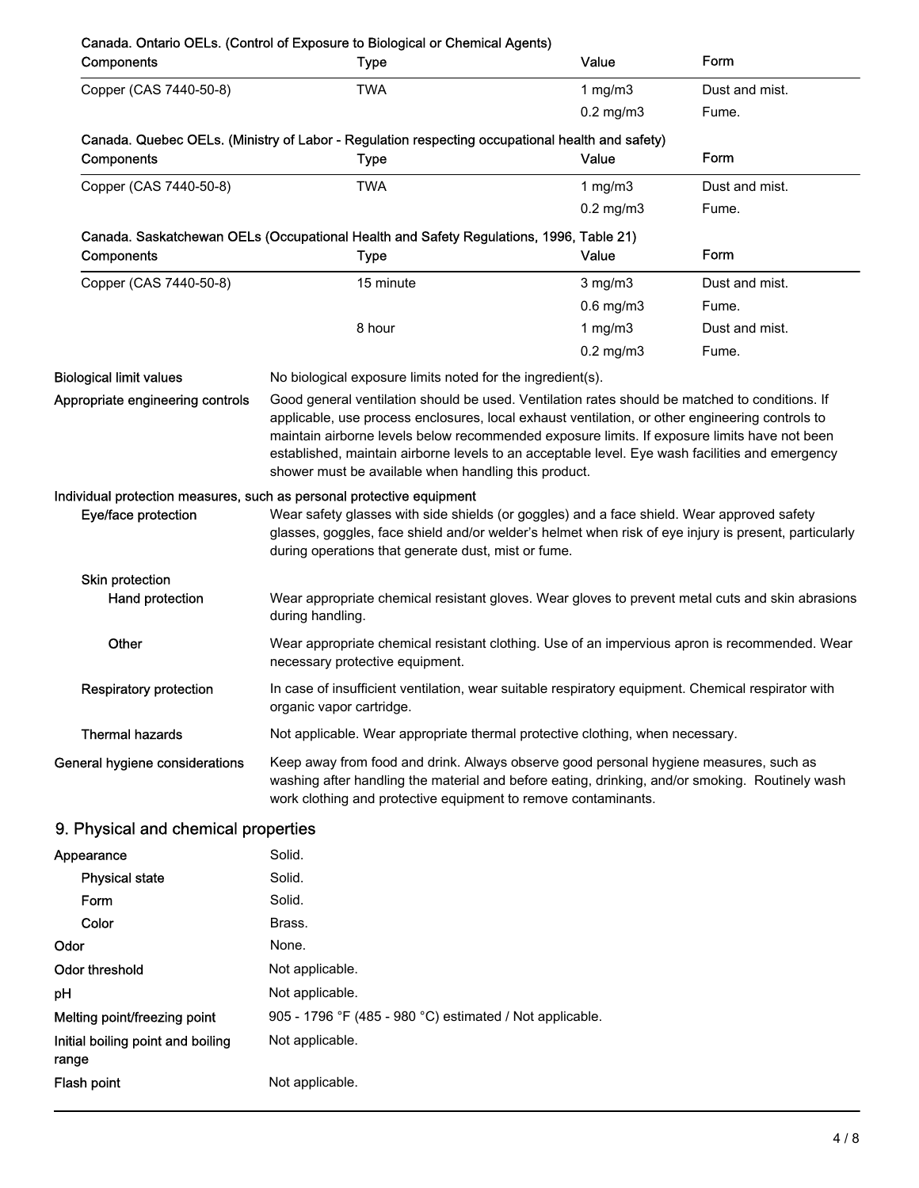**Canada. Ontario OELs. (Control of Exposure to Biological or Chemical Agents)**

| Components | Type | Value | Form |
| --- | --- | --- | --- |
| Copper (CAS 7440-50-8) | TWA | 1 mg/m3 | Dust and mist. |
| | | 0.2 mg/m3 | Fume. |

**Canada. Quebec OELs. (Ministry of Labor - Regulation respecting occupational health and safety)**

| Components | Type | Value | Form |
| --- | --- | --- | --- |
| Copper (CAS 7440-50-8) | TWA | 1 mg/m3 | Dust and mist. |
| | | 0.2 mg/m3 | Fume. |

**Canada. Saskatchewan OELs (Occupational Health and Safety Regulations, 1996, Table 21)**

| Components | Type | Value | Form |
| --- | --- | --- | --- |
| Copper (CAS 7440-50-8) | 15 minute | 3 mg/m3 | Dust and mist. |
| | | 0.6 mg/m3 | Fume. |
| | 8 hour | 1 mg/m3 | Dust and mist. |
| | | 0.2 mg/m3 | Fume. |

**Biological limit values**
No biological exposure limits noted for the ingredient(s).

**Appropriate engineering controls**
Good general ventilation should be used. Ventilation rates should be matched to conditions. If applicable, use process enclosures, local exhaust ventilation, or other engineering controls to maintain airborne levels below recommended exposure limits. If exposure limits have not been established, maintain airborne levels to an acceptable level. Eye wash facilities and emergency shower must be available when handling this product.

**Individual protection measures, such as personal protective equipment**

**Eye/face protection**
Wear safety glasses with side shields (or goggles) and a face shield. Wear approved safety glasses, goggles, face shield and/or welder's helmet when risk of eye injury is present, particularly during operations that generate dust, mist or fume.

**Skin protection**

**Hand protection**
Wear appropriate chemical resistant gloves. Wear gloves to prevent metal cuts and skin abrasions during handling.

**Other**
Wear appropriate chemical resistant clothing. Use of an impervious apron is recommended. Wear necessary protective equipment.

**Respiratory protection**
In case of insufficient ventilation, wear suitable respiratory equipment. Chemical respirator with organic vapor cartridge.

**Thermal hazards**
Not applicable. Wear appropriate thermal protective clothing, when necessary.

**General hygiene considerations**
Keep away from food and drink. Always observe good personal hygiene measures, such as washing after handling the material and before eating, drinking, and/or smoking. Routinely wash work clothing and protective equipment to remove contaminants.

## 9. Physical and chemical properties

| | |
| --- | --- |
| **Appearance** | Solid. |
| **Physical state** | Solid. |
| **Form** | Solid. |
| **Color** | Brass. |
| **Odor** | None. |
| **Odor threshold** | Not applicable. |
| **pH** | Not applicable. |
| **Melting point/freezing point** | 905 - 1796 °F (485 - 980 °C) estimated / Not applicable. |
| **Initial boiling point and boiling range** | Not applicable. |
| **Flash point** | Not applicable. |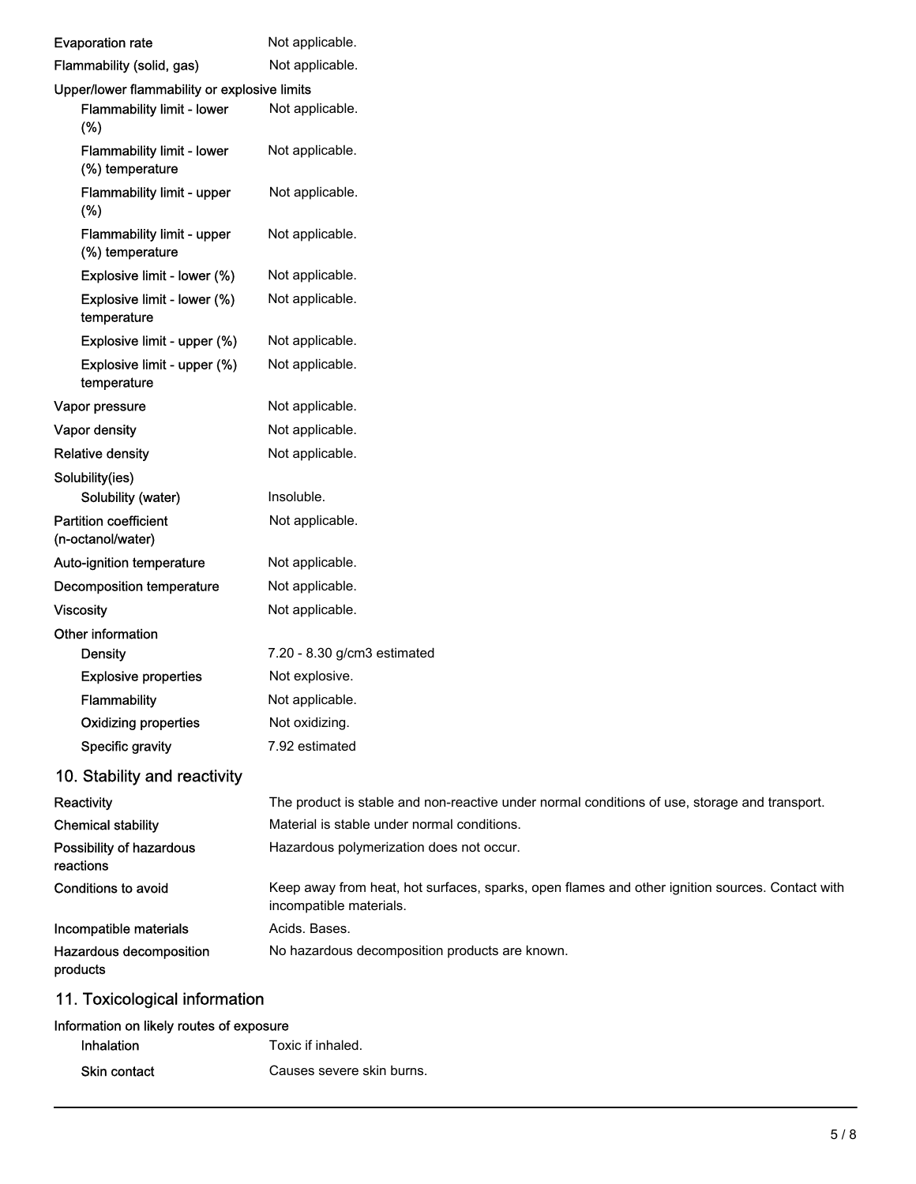| | |
|---|---|
| Evaporation rate | Not applicable. |
| Flammability (solid, gas) | Not applicable. |
| **Upper/lower flammability or explosive limits** | |
| Flammability limit - lower (%) | Not applicable. |
| Flammability limit - lower (%) temperature | Not applicable. |
| Flammability limit - upper (%) | Not applicable. |
| Flammability limit - upper (%) temperature | Not applicable. |
| Explosive limit - lower (%) | Not applicable. |
| Explosive limit - lower (%) temperature | Not applicable. |
| Explosive limit - upper (%) | Not applicable. |
| Explosive limit - upper (%) temperature | Not applicable. |
| Vapor pressure | Not applicable. |
| Vapor density | Not applicable. |
| Relative density | Not applicable. |
| **Solubility(ies)** | |
| Solubility (water) | Insoluble. |
| Partition coefficient (n-octanol/water) | Not applicable. |
| Auto-ignition temperature | Not applicable. |
| Decomposition temperature | Not applicable. |
| Viscosity | Not applicable. |
| **Other information** | |
| Density | 7.20 - 8.30 g/cm3 estimated |
| Explosive properties | Not explosive. |
| Flammability | Not applicable. |
| Oxidizing properties | Not oxidizing. |
| Specific gravity | 7.92 estimated |

## 10. Stability and reactivity

| | |
|---|---|
| Reactivity | The product is stable and non-reactive under normal conditions of use, storage and transport. |
| Chemical stability | Material is stable under normal conditions. |
| Possibility of hazardous reactions | Hazardous polymerization does not occur. |
| Conditions to avoid | Keep away from heat, hot surfaces, sparks, open flames and other ignition sources. Contact with incompatible materials. |
| Incompatible materials | Acids. Bases. |
| Hazardous decomposition products | No hazardous decomposition products are known. |

## 11. Toxicological information

**Information on likely routes of exposure**

| | |
|---|---|
| Inhalation | Toxic if inhaled. |
| Skin contact | Causes severe skin burns. |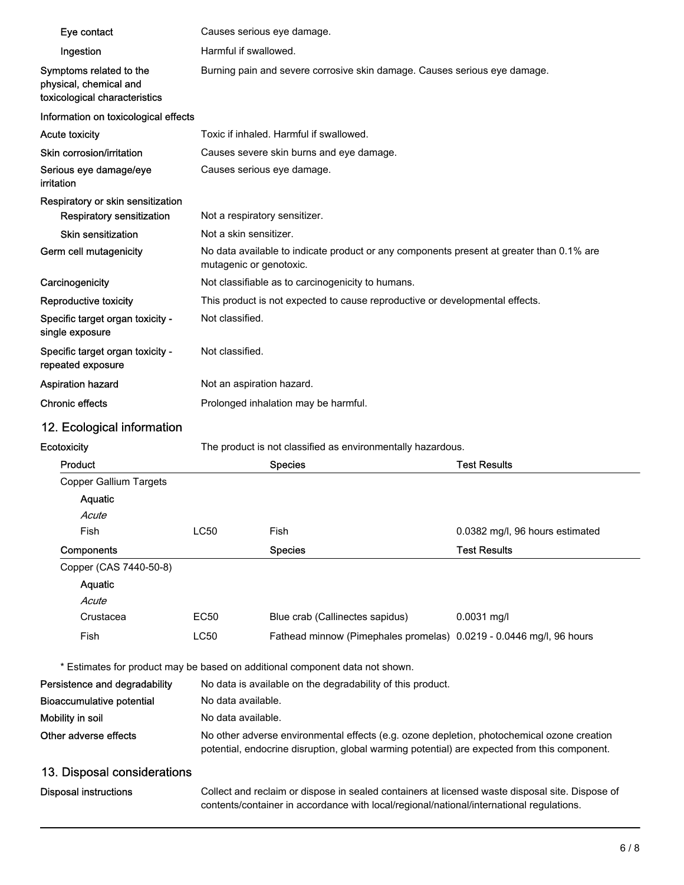| | |
|---|---|
| Eye contact | Causes serious eye damage. |
| Ingestion | Harmful if swallowed. |
| Symptoms related to the physical, chemical and toxicological characteristics | Burning pain and severe corrosive skin damage. Causes serious eye damage. |

**Information on toxicological effects**

| | |
|---|---|
| Acute toxicity | Toxic if inhaled. Harmful if swallowed. |
| Skin corrosion/irritation | Causes severe skin burns and eye damage. |
| Serious eye damage/eye irritation | Causes serious eye damage. |
| Respiratory or skin sensitization | |
| Respiratory sensitization | Not a respiratory sensitizer. |
| Skin sensitization | Not a skin sensitizer. |
| Germ cell mutagenicity | No data available to indicate product or any components present at greater than 0.1% are mutagenic or genotoxic. |
| Carcinogenicity | Not classifiable as to carcinogenicity to humans. |
| Reproductive toxicity | This product is not expected to cause reproductive or developmental effects. |
| Specific target organ toxicity - single exposure | Not classified. |
| Specific target organ toxicity - repeated exposure | Not classified. |
| Aspiration hazard | Not an aspiration hazard. |
| Chronic effects | Prolonged inhalation may be harmful. |

## 12. Ecological information

**Ecotoxicity** The product is not classified as environmentally hazardous.

| Product | | Species | Test Results |
|---|---|---|---|
| Copper Gallium Targets | | | |
| **Aquatic** | | | |
| *Acute* | | | |
| Fish | LC50 | Fish | 0.0382 mg/l, 96 hours estimated |

| Components | | Species | Test Results |
|---|---|---|---|
| Copper (CAS 7440-50-8) | | | |
| **Aquatic** | | | |
| *Acute* | | | |
| Crustacea | EC50 | Blue crab (Callinectes sapidus) | 0.0031 mg/l |
| Fish | LC50 | Fathead minnow (Pimephales promelas) | 0.0219 - 0.0446 mg/l, 96 hours |

\* Estimates for product may be based on additional component data not shown.

| | |
|---|---|
| Persistence and degradability | No data is available on the degradability of this product. |
| Bioaccumulative potential | No data available. |
| Mobility in soil | No data available. |
| Other adverse effects | No other adverse environmental effects (e.g. ozone depletion, photochemical ozone creation potential, endocrine disruption, global warming potential) are expected from this component. |

## 13. Disposal considerations

| | |
|---|---|
| Disposal instructions | Collect and reclaim or dispose in sealed containers at licensed waste disposal site. Dispose of contents/container in accordance with local/regional/national/international regulations. |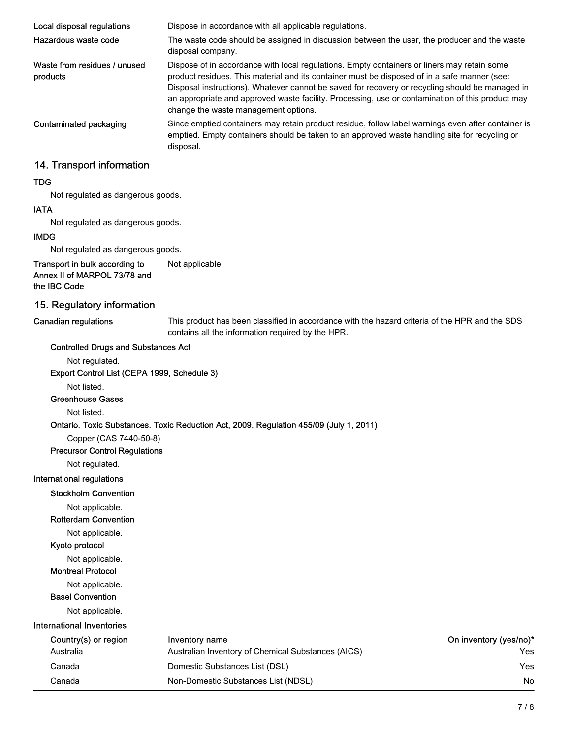**Local disposal regulations** Dispose in accordance with all applicable regulations.

**Hazardous waste code** The waste code should be assigned in discussion between the user, the producer and the waste disposal company.

**Waste from residues / unused products** Dispose of in accordance with local regulations. Empty containers or liners may retain some product residues. This material and its container must be disposed of in a safe manner (see: Disposal instructions). Whatever cannot be saved for recovery or recycling should be managed in an appropriate and approved waste facility. Processing, use or contamination of this product may change the waste management options.

**Contaminated packaging** Since emptied containers may retain product residue, follow label warnings even after container is emptied. Empty containers should be taken to an approved waste handling site for recycling or disposal.

## 14. Transport information

**TDG**

Not regulated as dangerous goods.

**IATA**

Not regulated as dangerous goods.

**IMDG**

Not regulated as dangerous goods.

**Transport in bulk according to Annex II of MARPOL 73/78 and the IBC Code** Not applicable.

## 15. Regulatory information

**Canadian regulations** This product has been classified in accordance with the hazard criteria of the HPR and the SDS contains all the information required by the HPR.

**Controlled Drugs and Substances Act**

Not regulated.

**Export Control List (CEPA 1999, Schedule 3)**

Not listed.

**Greenhouse Gases**

Not listed.

**Ontario. Toxic Substances. Toxic Reduction Act, 2009. Regulation 455/09 (July 1, 2011)**

Copper (CAS 7440-50-8)

**Precursor Control Regulations**

Not regulated.

**International regulations**

**Stockholm Convention**

Not applicable.

**Rotterdam Convention**

Not applicable.

**Kyoto protocol**

Not applicable.

**Montreal Protocol**

Not applicable.

**Basel Convention**

Not applicable.

**International Inventories**

| Country(s) or region | Inventory name | On inventory (yes/no)* |
|---|---|---|
| Australia | Australian Inventory of Chemical Substances (AICS) | Yes |
| Canada | Domestic Substances List (DSL) | Yes |
| Canada | Non-Domestic Substances List (NDSL) | No |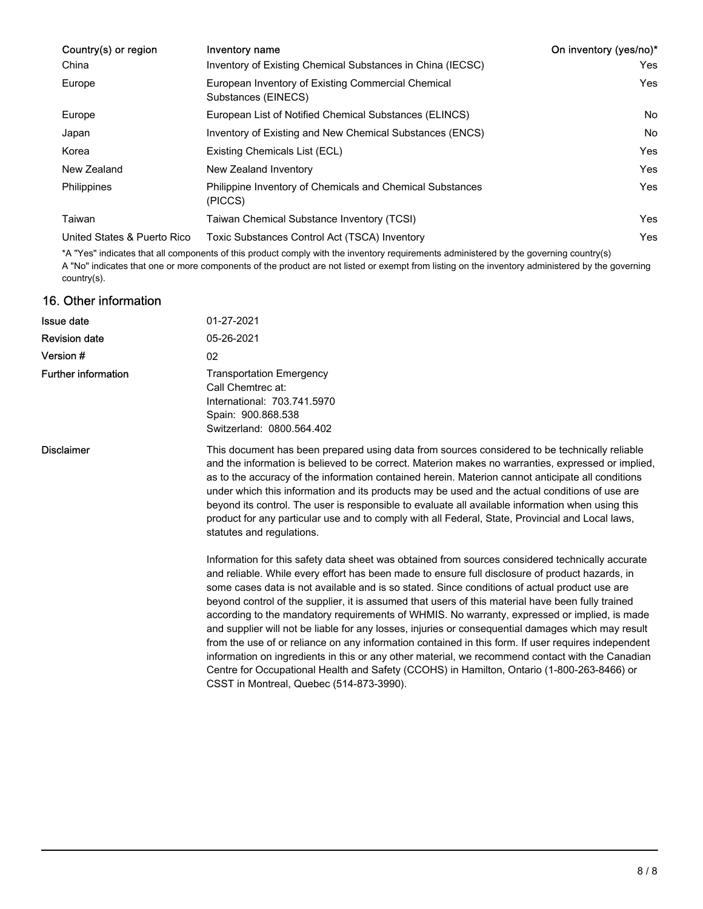| Country(s) or region | Inventory name | On inventory (yes/no)* |
| --- | --- | --- |
| China | Inventory of Existing Chemical Substances in China (IECSC) | Yes |
| Europe | European Inventory of Existing Commercial Chemical Substances (EINECS) | Yes |
| Europe | European List of Notified Chemical Substances (ELINCS) | No |
| Japan | Inventory of Existing and New Chemical Substances (ENCS) | No |
| Korea | Existing Chemicals List (ECL) | Yes |
| New Zealand | New Zealand Inventory | Yes |
| Philippines | Philippine Inventory of Chemicals and Chemical Substances (PICCS) | Yes |
| Taiwan | Taiwan Chemical Substance Inventory (TCSI) | Yes |
| United States & Puerto Rico | Toxic Substances Control Act (TSCA) Inventory | Yes |

*A "Yes" indicates that all components of this product comply with the inventory requirements administered by the governing country(s)
A "No" indicates that one or more components of the product are not listed or exempt from listing on the inventory administered by the governing country(s).

## 16. Other information

**Issue date** 01-27-2021

**Revision date** 05-26-2021

**Version #** 02

**Further information**
Transportation Emergency
Call Chemtrec at:
International: 703.741.5970
Spain: 900.868.538
Switzerland: 0800.564.402

**Disclaimer**

This document has been prepared using data from sources considered to be technically reliable and the information is believed to be correct. Materion makes no warranties, expressed or implied, as to the accuracy of the information contained herein. Materion cannot anticipate all conditions under which this information and its products may be used and the actual conditions of use are beyond its control. The user is responsible to evaluate all available information when using this product for any particular use and to comply with all Federal, State, Provincial and Local laws, statutes and regulations.

Information for this safety data sheet was obtained from sources considered technically accurate and reliable. While every effort has been made to ensure full disclosure of product hazards, in some cases data is not available and is so stated. Since conditions of actual product use are beyond control of the supplier, it is assumed that users of this material have been fully trained according to the mandatory requirements of WHMIS. No warranty, expressed or implied, is made and supplier will not be liable for any losses, injuries or consequential damages which may result from the use of or reliance on any information contained in this form. If user requires independent information on ingredients in this or any other material, we recommend contact with the Canadian Centre for Occupational Health and Safety (CCOHS) in Hamilton, Ontario (1-800-263-8466) or CSST in Montreal, Quebec (514-873-3990).